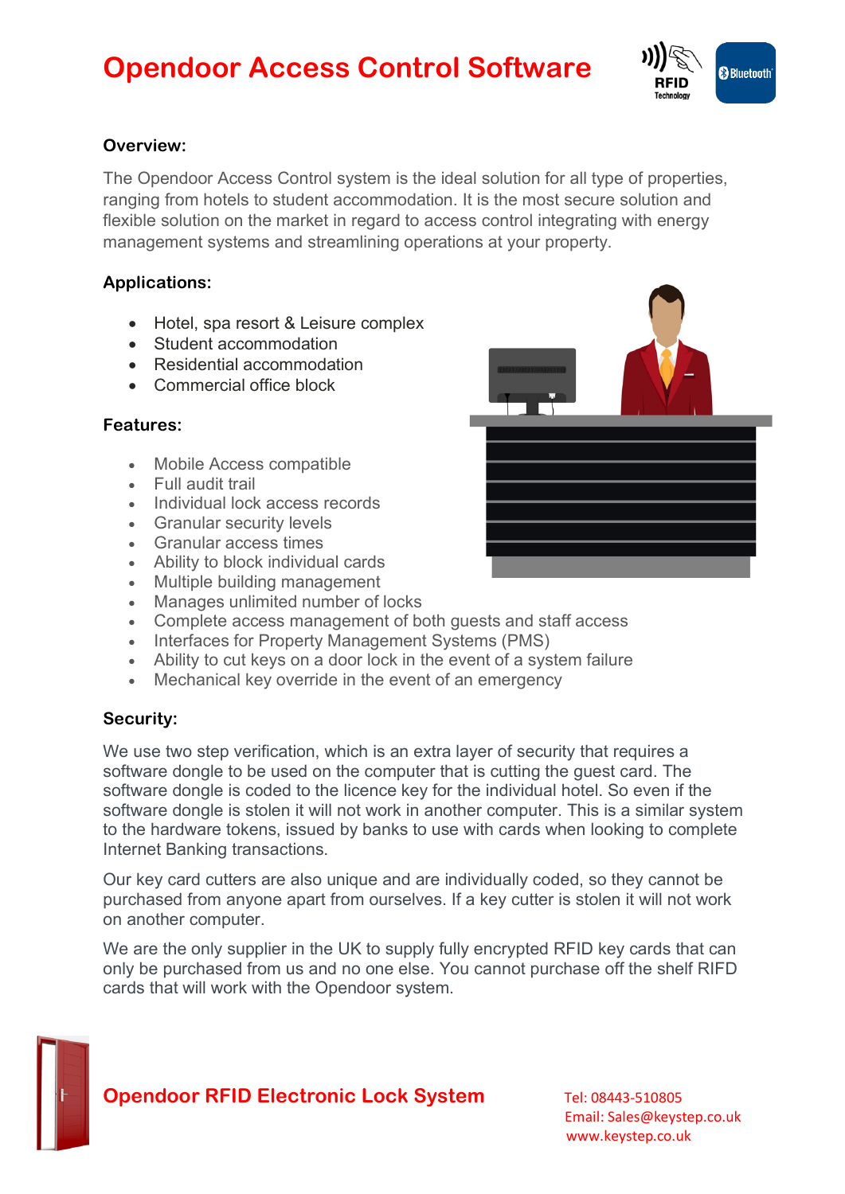# Opendoor Access Control Software

RFID Technology

Bluetooth

## Overview:

The Opendoor Access Control system is the ideal solution for all type of properties, ranging from hotels to student accommodation. It is the most secure solution and flexible solution on the market in regard to access control integrating with energy management systems and streamlining operations at your property.

## Applications:

- Hotel, spa resort & Leisure complex
- Student accommodation
- Residential accommodation
- Commercial office block

## Features:

- Mobile Access compatible
- Full audit trail
- Individual lock access records
- Granular security levels
- Granular access times
- Ability to block individual cards
- Multiple building management
- Manages unlimited number of locks
- Complete access management of both guests and staff access
- Interfaces for Property Management Systems (PMS)
- Ability to cut keys on a door lock in the event of a system failure
- Mechanical key override in the event of an emergency

## Security:

We use two step verification, which is an extra layer of security that requires a software dongle to be used on the computer that is cutting the guest card. The software dongle is coded to the licence key for the individual hotel. So even if the software dongle is stolen it will not work in another computer. This is a similar system to the hardware tokens, issued by banks to use with cards when looking to complete Internet Banking transactions.

Our key card cutters are also unique and are individually coded, so they cannot be purchased from anyone apart from ourselves. If a key cutter is stolen it will not work on another computer.

We are the only supplier in the UK to supply fully encrypted RFID key cards that can only be purchased from us and no one else. You cannot purchase off the shelf RIFD cards that will work with the Opendoor system.

**Opendoor RFID Electronic Lock System**

Tel: 08443-510805
Email: Sales@keystep.co.uk
www.keystep.co.uk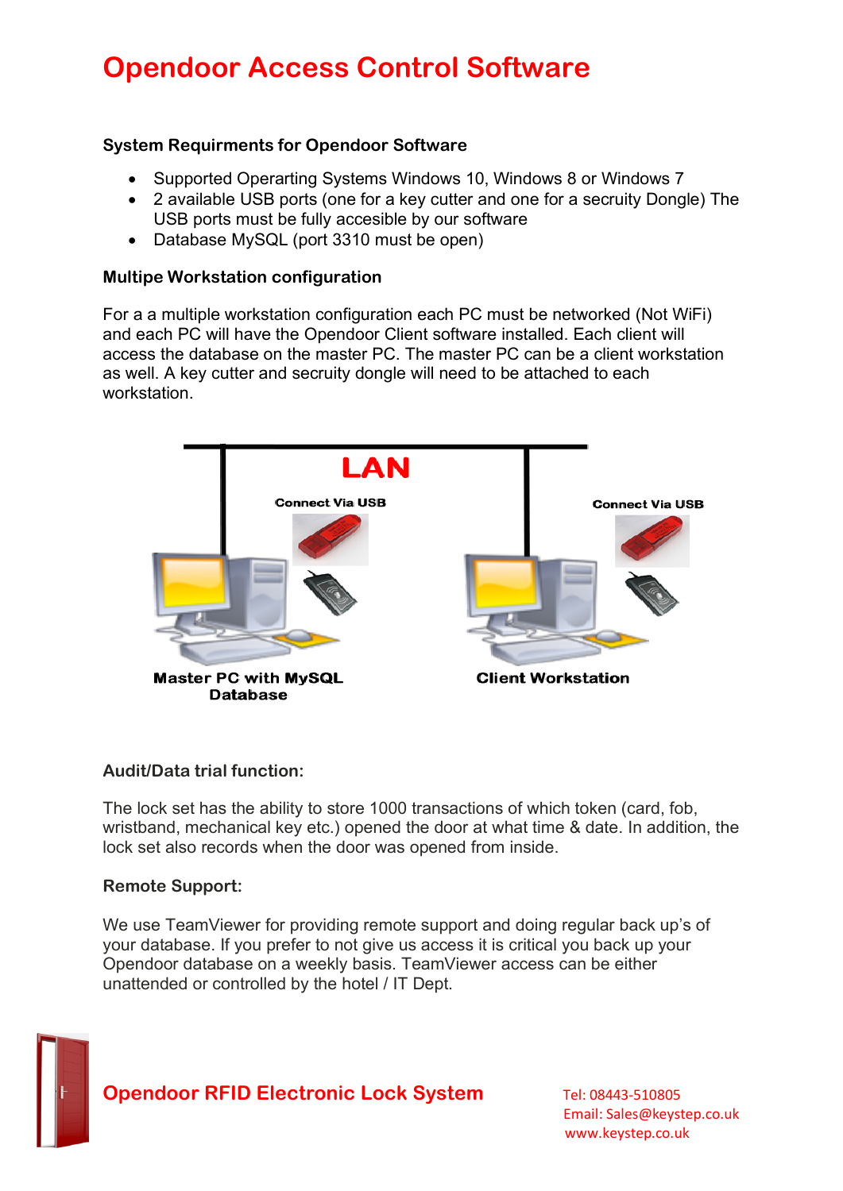# Opendoor Access Control Software

**System Requirments for Opendoor Software**

- Supported Operarting Systems Windows 10, Windows 8 or Windows 7
- 2 available USB ports (one for a key cutter and one for a secruity Dongle) The USB ports must be fully accesible by our software
- Database MySQL (port 3310 must be open)

**Multipe Workstation configuration**

For a a multiple workstation configuration each PC must be networked (Not WiFi) and each PC will have the Opendoor Client software installed. Each client will access the database on the master PC. The master PC can be a client workstation as well. A key cutter and secruity dongle will need to be attached to each workstation.

LAN

Connect Via USB

Connect Via USB

Master PC with MySQL Database

Client Workstation

**Audit/Data trial function:**

The lock set has the ability to store 1000 transactions of which token (card, fob, wristband, mechanical key etc.) opened the door at what time & date. In addition, the lock set also records when the door was opened from inside.

**Remote Support:**

We use TeamViewer for providing remote support and doing regular back up's of your database. If you prefer to not give us access it is critical you back up your Opendoor database on a weekly basis. TeamViewer access can be either unattended or controlled by the hotel / IT Dept.

**Opendoor RFID Electronic Lock System**

Tel: 08443-510805
Email: Sales@keystep.co.uk
www.keystep.co.uk